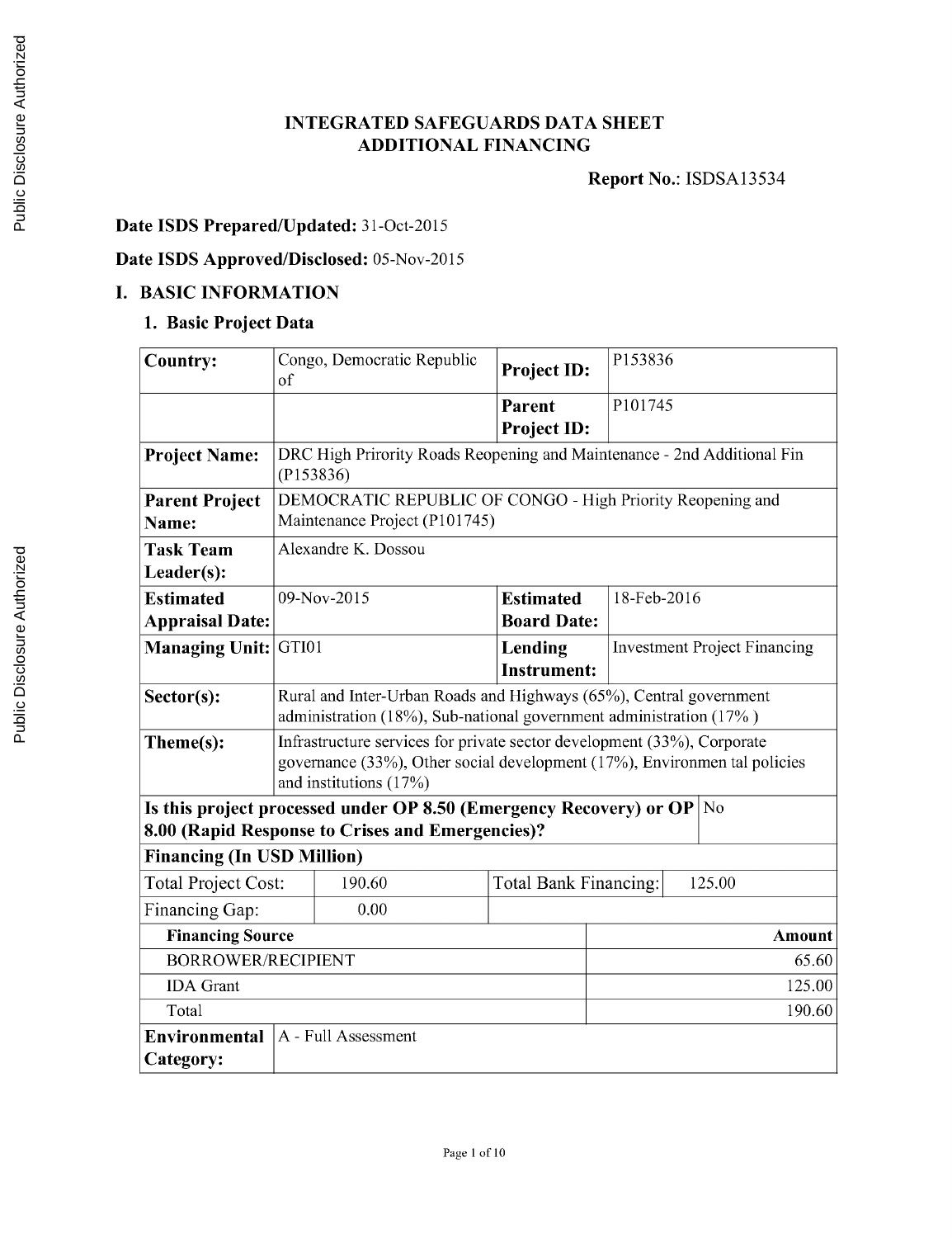# INTEGRATED SAFEGUARDS DATA SHEET
# ADDITIONAL FINANCING

**Report No.**: ISDSA13534

**Date ISDS Prepared/Updated:** 31-Oct-2015

**Date ISDS Approved/Disclosed:** 05-Nov-2015

## I. BASIC INFORMATION

### 1. Basic Project Data

| | | | |
|---|---|---|---|
| **Country:** | Congo, Democratic Republic of | **Project ID:** | P153836 |
| | | **Parent Project ID:** | P101745 |
| **Project Name:** | DRC High Prirority Roads Reopening and Maintenance - 2nd Additional Fin (P153836) | | |
| **Parent Project Name:** | DEMOCRATIC REPUBLIC OF CONGO - High Priority Reopening and Maintenance Project (P101745) | | |
| **Task Team Leader(s):** | Alexandre K. Dossou | | |
| **Estimated Appraisal Date:** | 09-Nov-2015 | **Estimated Board Date:** | 18-Feb-2016 |
| **Managing Unit:** | GTI01 | **Lending Instrument:** | Investment Project Financing |
| **Sector(s):** | Rural and Inter-Urban Roads and Highways (65%), Central government administration (18%), Sub-national government administration (17% ) | | |
| **Theme(s):** | Infrastructure services for private sector development (33%), Corporate governance (33%), Other social development (17%), Environmen tal policies and institutions (17%) | | |
| **Is this project processed under OP 8.50 (Emergency Recovery) or OP 8.00 (Rapid Response to Crises and Emergencies)?** | | | No |

**Financing (In USD Million)**

| | | | |
|---|---|---|---|
| Total Project Cost: | 190.60 | Total Bank Financing: | 125.00 |
| Financing Gap: | 0.00 | | |

| **Financing Source** | **Amount** |
|---|---:|
| BORROWER/RECIPIENT | 65.60 |
| IDA Grant | 125.00 |
| Total | 190.60 |

| | |
|---|---|
| **Environmental Category:** | A - Full Assessment |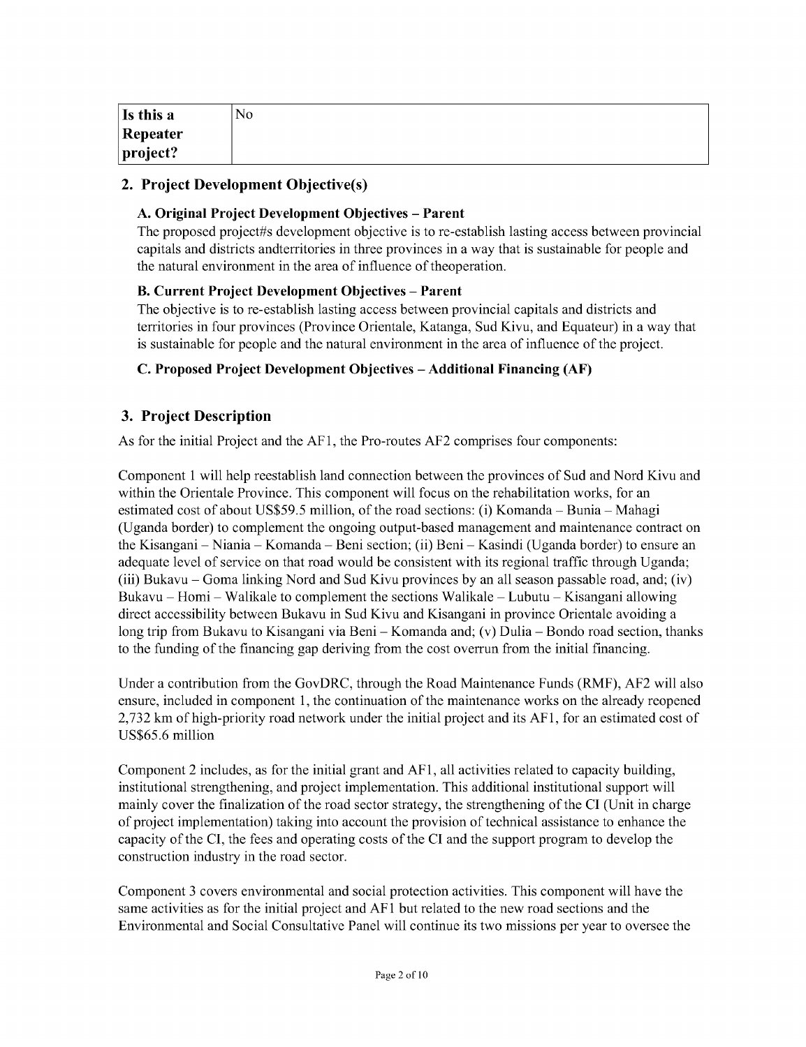| Is this a Repeater project? | No |
|---|---|

## 2. Project Development Objective(s)

### A. Original Project Development Objectives – Parent

The proposed project#s development objective is to re-establish lasting access between provincial capitals and districts andterritories in three provinces in a way that is sustainable for people and the natural environment in the area of influence of theoperation.

### B. Current Project Development Objectives – Parent

The objective is to re-establish lasting access between provincial capitals and districts and territories in four provinces (Province Orientale, Katanga, Sud Kivu, and Equateur) in a way that is sustainable for people and the natural environment in the area of influence of the project.

### C. Proposed Project Development Objectives – Additional Financing (AF)

## 3. Project Description

As for the initial Project and the AF1, the Pro-routes AF2 comprises four components:

Component 1 will help reestablish land connection between the provinces of Sud and Nord Kivu and within the Orientale Province. This component will focus on the rehabilitation works, for an estimated cost of about US$59.5 million, of the road sections: (i) Komanda – Bunia – Mahagi (Uganda border) to complement the ongoing output-based management and maintenance contract on the Kisangani – Niania – Komanda – Beni section; (ii) Beni – Kasindi (Uganda border) to ensure an adequate level of service on that road would be consistent with its regional traffic through Uganda; (iii) Bukavu – Goma linking Nord and Sud Kivu provinces by an all season passable road, and; (iv) Bukavu – Homi – Walikale to complement the sections Walikale – Lubutu – Kisangani allowing direct accessibility between Bukavu in Sud Kivu and Kisangani in province Orientale avoiding a long trip from Bukavu to Kisangani via Beni – Komanda and; (v) Dulia – Bondo road section, thanks to the funding of the financing gap deriving from the cost overrun from the initial financing.

Under a contribution from the GovDRC, through the Road Maintenance Funds (RMF), AF2 will also ensure, included in component 1, the continuation of the maintenance works on the already reopened 2,732 km of high-priority road network under the initial project and its AF1, for an estimated cost of US$65.6 million

Component 2 includes, as for the initial grant and AF1, all activities related to capacity building, institutional strengthening, and project implementation. This additional institutional support will mainly cover the finalization of the road sector strategy, the strengthening of the CI (Unit in charge of project implementation) taking into account the provision of technical assistance to enhance the capacity of the CI, the fees and operating costs of the CI and the support program to develop the construction industry in the road sector.

Component 3 covers environmental and social protection activities. This component will have the same activities as for the initial project and AF1 but related to the new road sections and the Environmental and Social Consultative Panel will continue its two missions per year to oversee the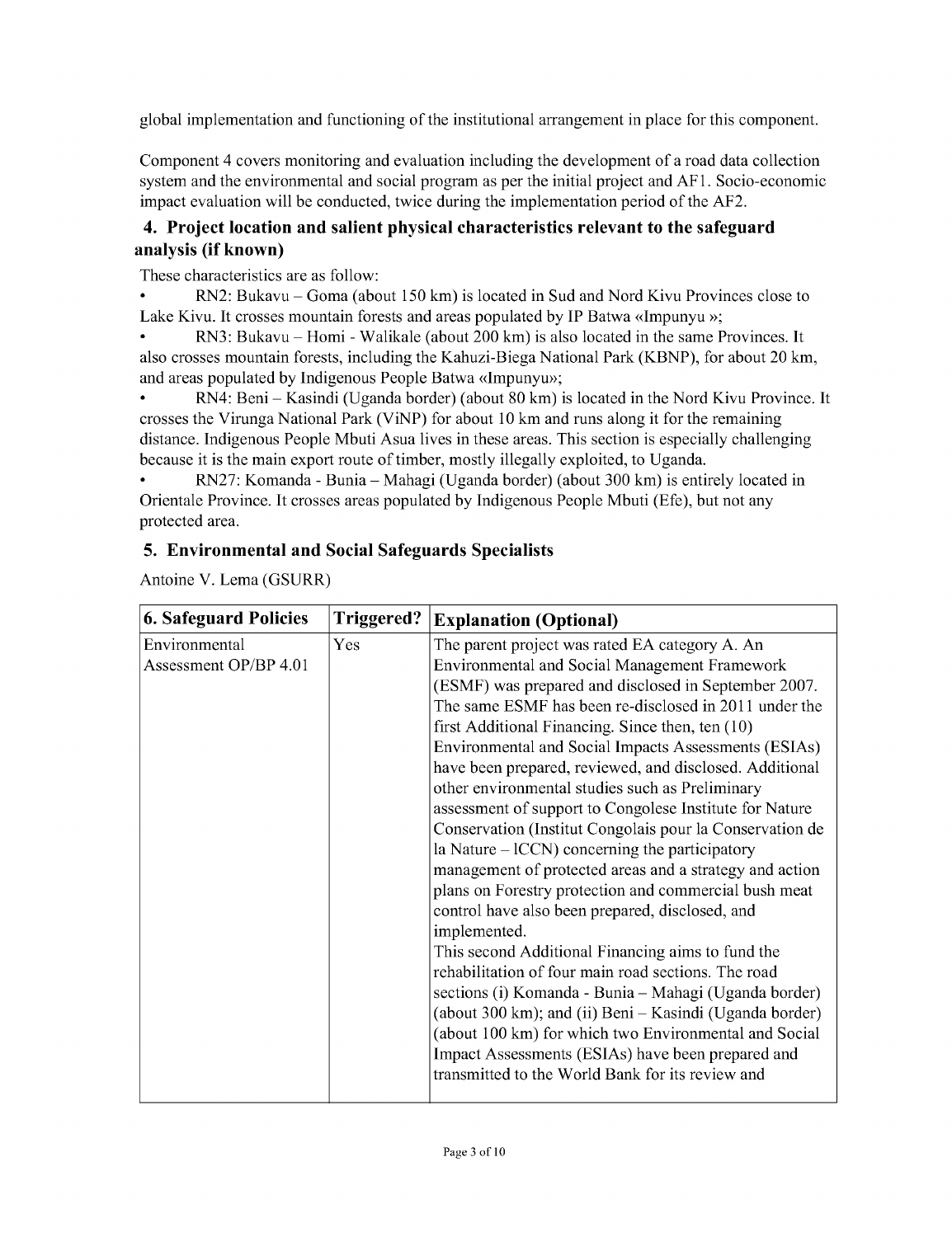global implementation and functioning of the institutional arrangement in place for this component.

Component 4 covers monitoring and evaluation including the development of a road data collection system and the environmental and social program as per the initial project and AF1. Socio-economic impact evaluation will be conducted, twice during the implementation period of the AF2.

## 4. Project location and salient physical characteristics relevant to the safeguard analysis (if known)

These characteristics are as follow:

- RN2: Bukavu – Goma (about 150 km) is located in Sud and Nord Kivu Provinces close to Lake Kivu. It crosses mountain forests and areas populated by IP Batwa «Impunyu »;
- RN3: Bukavu – Homi - Walikale (about 200 km) is also located in the same Provinces. It also crosses mountain forests, including the Kahuzi-Biega National Park (KBNP), for about 20 km, and areas populated by Indigenous People Batwa «Impunyu»;
- RN4: Beni – Kasindi (Uganda border) (about 80 km) is located in the Nord Kivu Province. It crosses the Virunga National Park (ViNP) for about 10 km and runs along it for the remaining distance. Indigenous People Mbuti Asua lives in these areas. This section is especially challenging because it is the main export route of timber, mostly illegally exploited, to Uganda.
- RN27: Komanda - Bunia – Mahagi (Uganda border) (about 300 km) is entirely located in Orientale Province. It crosses areas populated by Indigenous People Mbuti (Efe), but not any protected area.

## 5. Environmental and Social Safeguards Specialists

Antoine V. Lema (GSURR)

| 6. Safeguard Policies | Triggered? | Explanation (Optional) |
|---|---|---|
| Environmental Assessment OP/BP 4.01 | Yes | The parent project was rated EA category A. An Environmental and Social Management Framework (ESMF) was prepared and disclosed in September 2007. The same ESMF has been re-disclosed in 2011 under the first Additional Financing. Since then, ten (10) Environmental and Social Impacts Assessments (ESIAs) have been prepared, reviewed, and disclosed. Additional other environmental studies such as Preliminary assessment of support to Congolese Institute for Nature Conservation (Institut Congolais pour la Conservation de la Nature – ICCN) concerning the participatory management of protected areas and a strategy and action plans on Forestry protection and commercial bush meat control have also been prepared, disclosed, and implemented.<br>This second Additional Financing aims to fund the rehabilitation of four main road sections. The road sections (i) Komanda - Bunia – Mahagi (Uganda border) (about 300 km); and (ii) Beni – Kasindi (Uganda border) (about 100 km) for which two Environmental and Social Impact Assessments (ESIAs) have been prepared and transmitted to the World Bank for its review and |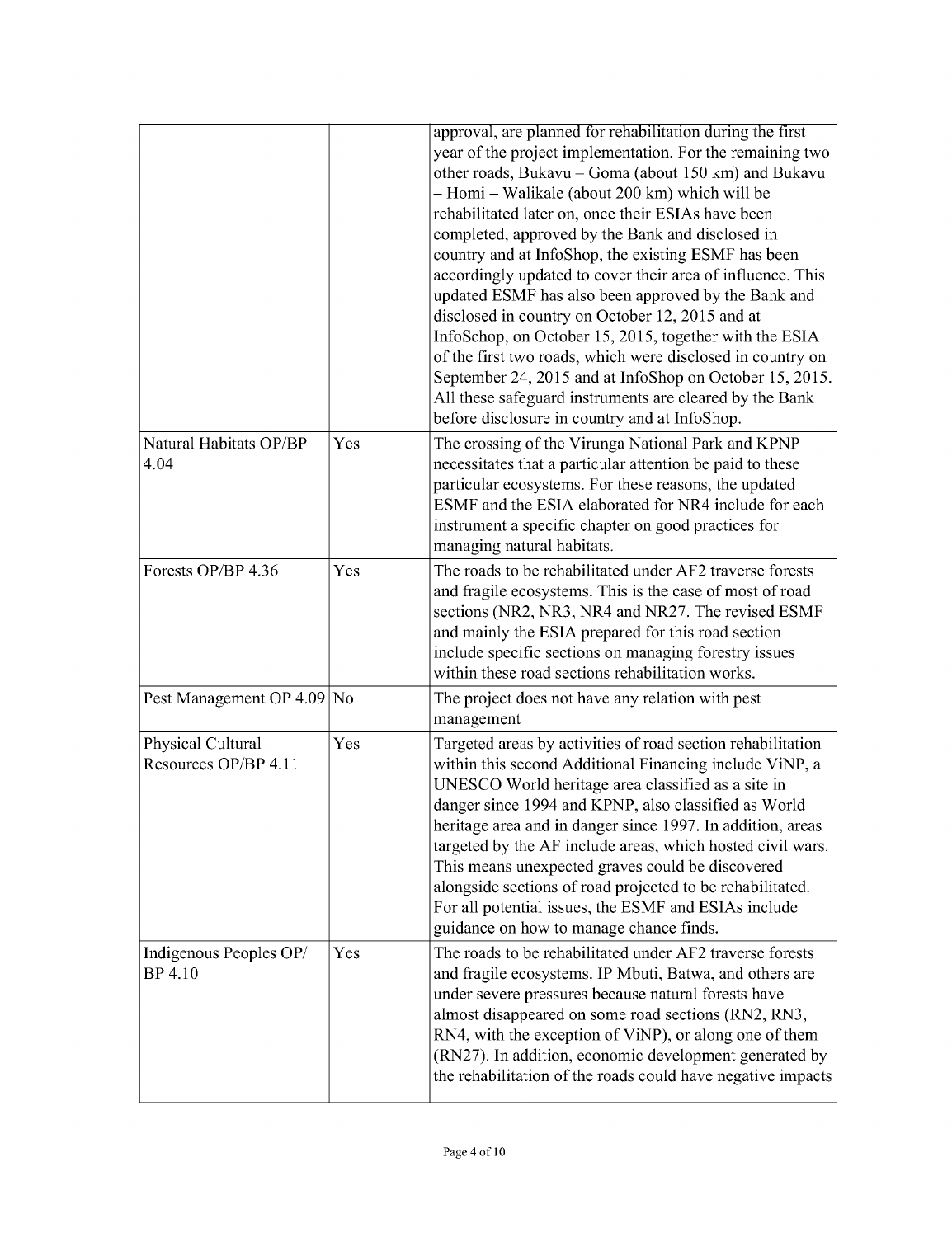| | | |
|---|---|---|
| | | approval, are planned for rehabilitation during the first year of the project implementation. For the remaining two other roads, Bukavu – Goma (about 150 km) and Bukavu – Homi – Walikale (about 200 km) which will be rehabilitated later on, once their ESIAs have been completed, approved by the Bank and disclosed in country and at InfoShop, the existing ESMF has been accordingly updated to cover their area of influence. This updated ESMF has also been approved by the Bank and disclosed in country on October 12, 2015 and at InfoSchop, on October 15, 2015, together with the ESIA of the first two roads, which were disclosed in country on September 24, 2015 and at InfoShop on October 15, 2015. All these safeguard instruments are cleared by the Bank before disclosure in country and at InfoShop. |
| Natural Habitats OP/BP 4.04 | Yes | The crossing of the Virunga National Park and KPNP necessitates that a particular attention be paid to these particular ecosystems. For these reasons, the updated ESMF and the ESIA elaborated for NR4 include for each instrument a specific chapter on good practices for managing natural habitats. |
| Forests OP/BP 4.36 | Yes | The roads to be rehabilitated under AF2 traverse forests and fragile ecosystems. This is the case of most of road sections (NR2, NR3, NR4 and NR27. The revised ESMF and mainly the ESIA prepared for this road section include specific sections on managing forestry issues within these road sections rehabilitation works. |
| Pest Management OP 4.09 | No | The project does not have any relation with pest management |
| Physical Cultural Resources OP/BP 4.11 | Yes | Targeted areas by activities of road section rehabilitation within this second Additional Financing include ViNP, a UNESCO World heritage area classified as a site in danger since 1994 and KPNP, also classified as World heritage area and in danger since 1997. In addition, areas targeted by the AF include areas, which hosted civil wars. This means unexpected graves could be discovered alongside sections of road projected to be rehabilitated. For all potential issues, the ESMF and ESIAs include guidance on how to manage chance finds. |
| Indigenous Peoples OP/ BP 4.10 | Yes | The roads to be rehabilitated under AF2 traverse forests and fragile ecosystems. IP Mbuti, Batwa, and others are under severe pressures because natural forests have almost disappeared on some road sections (RN2, RN3, RN4, with the exception of ViNP), or along one of them (RN27). In addition, economic development generated by the rehabilitation of the roads could have negative impacts |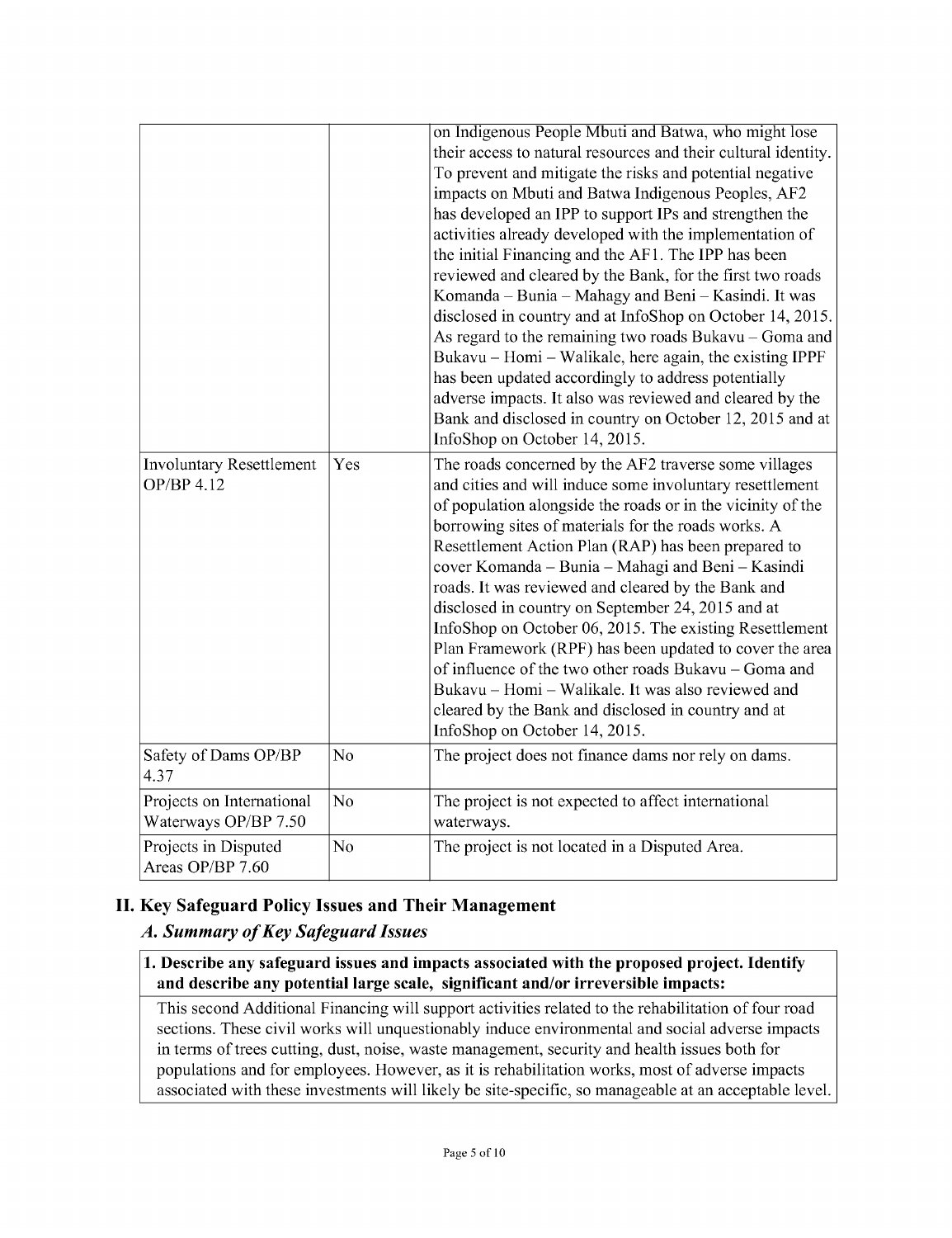| | | |
|---|---|---|
| | | on Indigenous People Mbuti and Batwa, who might lose their access to natural resources and their cultural identity. To prevent and mitigate the risks and potential negative impacts on Mbuti and Batwa Indigenous Peoples, AF2 has developed an IPP to support IPs and strengthen the activities already developed with the implementation of the initial Financing and the AF1. The IPP has been reviewed and cleared by the Bank, for the first two roads Komanda – Bunia – Mahagy and Beni – Kasindi. It was disclosed in country and at InfoShop on October 14, 2015. As regard to the remaining two roads Bukavu – Goma and Bukavu – Homi – Walikale, here again, the existing IPPF has been updated accordingly to address potentially adverse impacts. It also was reviewed and cleared by the Bank and disclosed in country on October 12, 2015 and at InfoShop on October 14, 2015. |
| Involuntary Resettlement OP/BP 4.12 | Yes | The roads concerned by the AF2 traverse some villages and cities and will induce some involuntary resettlement of population alongside the roads or in the vicinity of the borrowing sites of materials for the roads works. A Resettlement Action Plan (RAP) has been prepared to cover Komanda – Bunia – Mahagi and Beni – Kasindi roads. It was reviewed and cleared by the Bank and disclosed in country on September 24, 2015 and at InfoShop on October 06, 2015. The existing Resettlement Plan Framework (RPF) has been updated to cover the area of influence of the two other roads Bukavu – Goma and Bukavu – Homi – Walikale. It was also reviewed and cleared by the Bank and disclosed in country and at InfoShop on October 14, 2015. |
| Safety of Dams OP/BP 4.37 | No | The project does not finance dams nor rely on dams. |
| Projects on International Waterways OP/BP 7.50 | No | The project is not expected to affect international waterways. |
| Projects in Disputed Areas OP/BP 7.60 | No | The project is not located in a Disputed Area. |

## II. Key Safeguard Policy Issues and Their Management

### *A. Summary of Key Safeguard Issues*

**1. Describe any safeguard issues and impacts associated with the proposed project. Identify and describe any potential large scale, significant and/or irreversible impacts:**

This second Additional Financing will support activities related to the rehabilitation of four road sections. These civil works will unquestionably induce environmental and social adverse impacts in terms of trees cutting, dust, noise, waste management, security and health issues both for populations and for employees. However, as it is rehabilitation works, most of adverse impacts associated with these investments will likely be site-specific, so manageable at an acceptable level.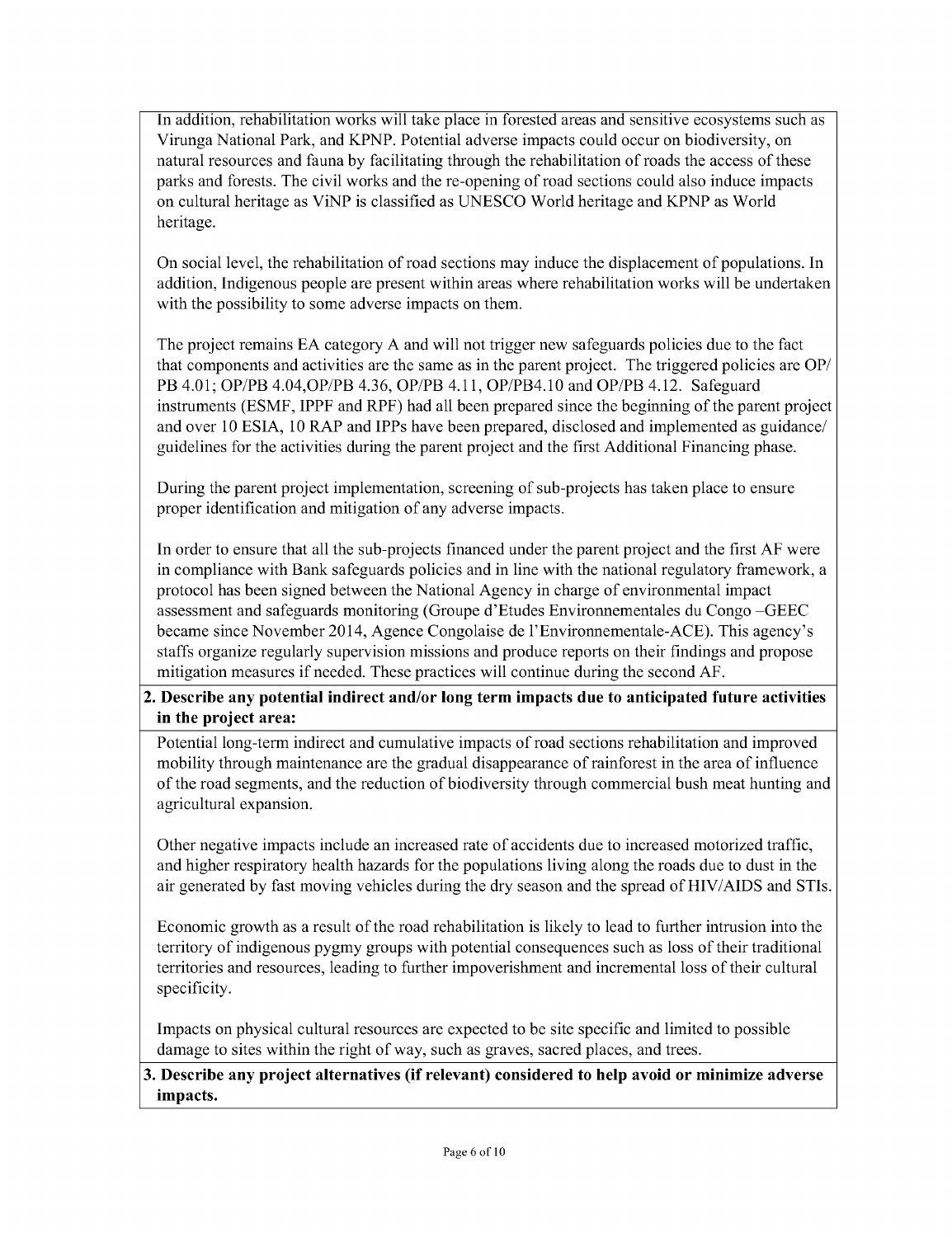In addition, rehabilitation works will take place in forested areas and sensitive ecosystems such as Virunga National Park, and KPNP. Potential adverse impacts could occur on biodiversity, on natural resources and fauna by facilitating through the rehabilitation of roads the access of these parks and forests. The civil works and the re-opening of road sections could also induce impacts on cultural heritage as ViNP is classified as UNESCO World heritage and KPNP as World heritage.

On social level, the rehabilitation of road sections may induce the displacement of populations. In addition, Indigenous people are present within areas where rehabilitation works will be undertaken with the possibility to some adverse impacts on them.

The project remains EA category A and will not trigger new safeguards policies due to the fact that components and activities are the same as in the parent project. The triggered policies are OP/ PB 4.01; OP/PB 4.04,OP/PB 4.36, OP/PB 4.11, OP/PB4.10 and OP/PB 4.12. Safeguard instruments (ESMF, IPPF and RPF) had all been prepared since the beginning of the parent project and over 10 ESIA, 10 RAP and IPPs have been prepared, disclosed and implemented as guidance/ guidelines for the activities during the parent project and the first Additional Financing phase.

During the parent project implementation, screening of sub-projects has taken place to ensure proper identification and mitigation of any adverse impacts.

In order to ensure that all the sub-projects financed under the parent project and the first AF were in compliance with Bank safeguards policies and in line with the national regulatory framework, a protocol has been signed between the National Agency in charge of environmental impact assessment and safeguards monitoring (Groupe d'Etudes Environnementales du Congo –GEEC became since November 2014, Agence Congolaise de l'Environnementale-ACE). This agency's staffs organize regularly supervision missions and produce reports on their findings and propose mitigation measures if needed. These practices will continue during the second AF.

**2. Describe any potential indirect and/or long term impacts due to anticipated future activities in the project area:**

Potential long-term indirect and cumulative impacts of road sections rehabilitation and improved mobility through maintenance are the gradual disappearance of rainforest in the area of influence of the road segments, and the reduction of biodiversity through commercial bush meat hunting and agricultural expansion.

Other negative impacts include an increased rate of accidents due to increased motorized traffic, and higher respiratory health hazards for the populations living along the roads due to dust in the air generated by fast moving vehicles during the dry season and the spread of HIV/AIDS and STIs.

Economic growth as a result of the road rehabilitation is likely to lead to further intrusion into the territory of indigenous pygmy groups with potential consequences such as loss of their traditional territories and resources, leading to further impoverishment and incremental loss of their cultural specificity.

Impacts on physical cultural resources are expected to be site specific and limited to possible damage to sites within the right of way, such as graves, sacred places, and trees.

**3. Describe any project alternatives (if relevant) considered to help avoid or minimize adverse impacts.**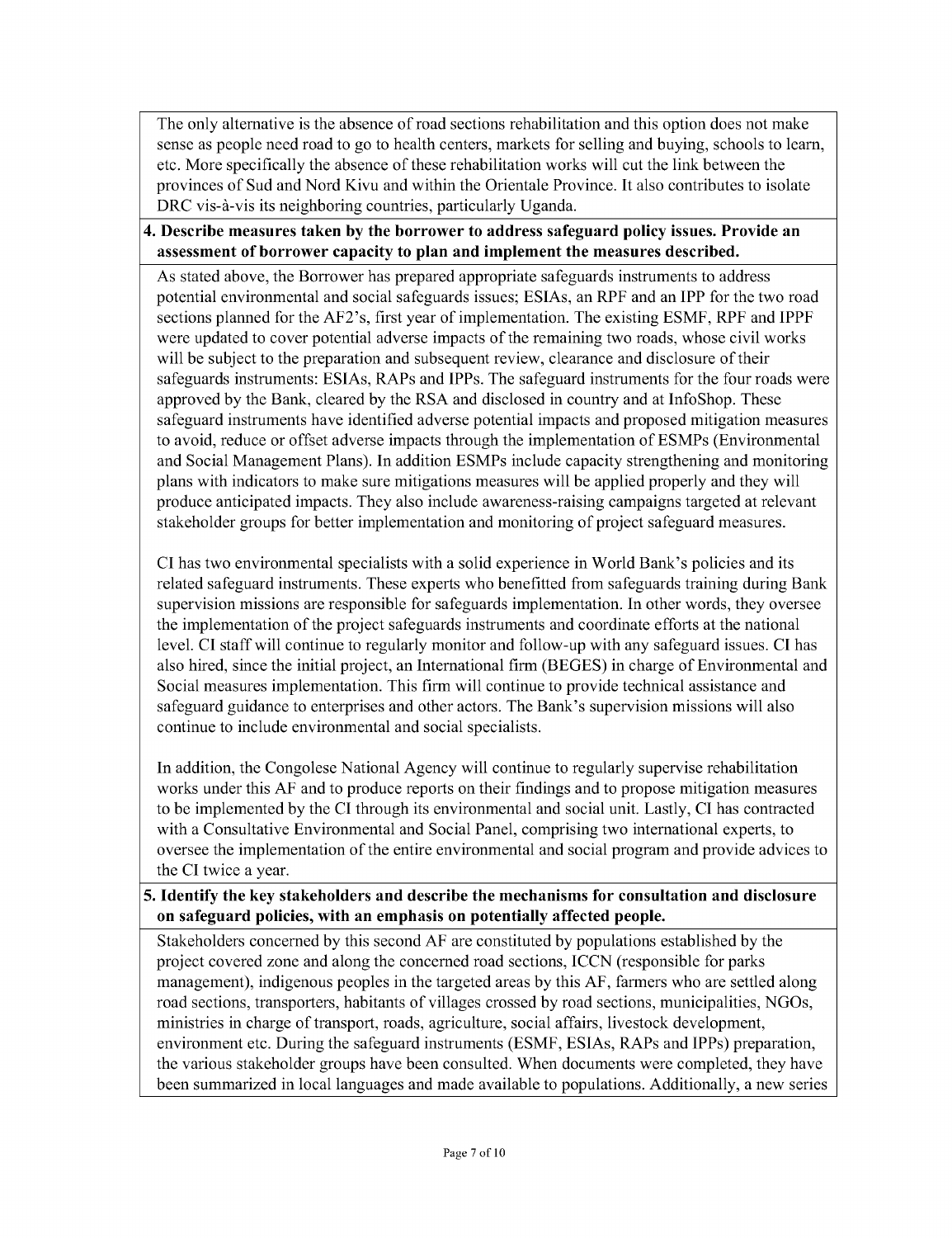The only alternative is the absence of road sections rehabilitation and this option does not make sense as people need road to go to health centers, markets for selling and buying, schools to learn, etc. More specifically the absence of these rehabilitation works will cut the link between the provinces of Sud and Nord Kivu and within the Orientale Province. It also contributes to isolate DRC vis-à-vis its neighboring countries, particularly Uganda.

**4. Describe measures taken by the borrower to address safeguard policy issues. Provide an assessment of borrower capacity to plan and implement the measures described.**

As stated above, the Borrower has prepared appropriate safeguards instruments to address potential environmental and social safeguards issues; ESIAs, an RPF and an IPP for the two road sections planned for the AF2's, first year of implementation. The existing ESMF, RPF and IPPF were updated to cover potential adverse impacts of the remaining two roads, whose civil works will be subject to the preparation and subsequent review, clearance and disclosure of their safeguards instruments: ESIAs, RAPs and IPPs. The safeguard instruments for the four roads were approved by the Bank, cleared by the RSA and disclosed in country and at InfoShop. These safeguard instruments have identified adverse potential impacts and proposed mitigation measures to avoid, reduce or offset adverse impacts through the implementation of ESMPs (Environmental and Social Management Plans). In addition ESMPs include capacity strengthening and monitoring plans with indicators to make sure mitigations measures will be applied properly and they will produce anticipated impacts. They also include awareness-raising campaigns targeted at relevant stakeholder groups for better implementation and monitoring of project safeguard measures.

CI has two environmental specialists with a solid experience in World Bank's policies and its related safeguard instruments. These experts who benefitted from safeguards training during Bank supervision missions are responsible for safeguards implementation. In other words, they oversee the implementation of the project safeguards instruments and coordinate efforts at the national level. CI staff will continue to regularly monitor and follow-up with any safeguard issues. CI has also hired, since the initial project, an International firm (BEGES) in charge of Environmental and Social measures implementation. This firm will continue to provide technical assistance and safeguard guidance to enterprises and other actors. The Bank's supervision missions will also continue to include environmental and social specialists.

In addition, the Congolese National Agency will continue to regularly supervise rehabilitation works under this AF and to produce reports on their findings and to propose mitigation measures to be implemented by the CI through its environmental and social unit. Lastly, CI has contracted with a Consultative Environmental and Social Panel, comprising two international experts, to oversee the implementation of the entire environmental and social program and provide advices to the CI twice a year.

**5. Identify the key stakeholders and describe the mechanisms for consultation and disclosure on safeguard policies, with an emphasis on potentially affected people.**

Stakeholders concerned by this second AF are constituted by populations established by the project covered zone and along the concerned road sections, ICCN (responsible for parks management), indigenous peoples in the targeted areas by this AF, farmers who are settled along road sections, transporters, habitants of villages crossed by road sections, municipalities, NGOs, ministries in charge of transport, roads, agriculture, social affairs, livestock development, environment etc. During the safeguard instruments (ESMF, ESIAs, RAPs and IPPs) preparation, the various stakeholder groups have been consulted. When documents were completed, they have been summarized in local languages and made available to populations. Additionally, a new series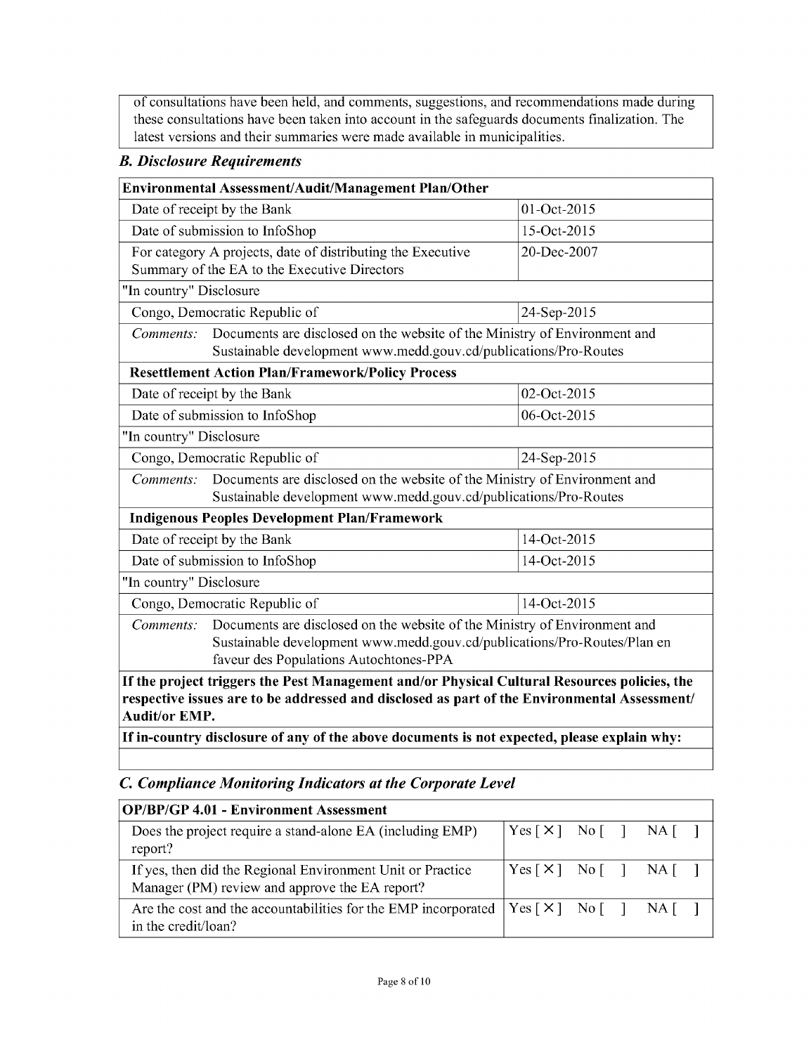of consultations have been held, and comments, suggestions, and recommendations made during these consultations have been taken into account in the safeguards documents finalization. The latest versions and their summaries were made available in municipalities.

### *B. Disclosure Requirements*

| **Environmental Assessment/Audit/Management Plan/Other** | |
|---|---|
| Date of receipt by the Bank | 01-Oct-2015 |
| Date of submission to InfoShop | 15-Oct-2015 |
| For category A projects, date of distributing the Executive Summary of the EA to the Executive Directors | 20-Dec-2007 |
| "In country" Disclosure | |
| Congo, Democratic Republic of | 24-Sep-2015 |
| *Comments:* Documents are disclosed on the website of the Ministry of Environment and Sustainable development www.medd.gouv.cd/publications/Pro-Routes | |
| **Resettlement Action Plan/Framework/Policy Process** | |
| Date of receipt by the Bank | 02-Oct-2015 |
| Date of submission to InfoShop | 06-Oct-2015 |
| "In country" Disclosure | |
| Congo, Democratic Republic of | 24-Sep-2015 |
| *Comments:* Documents are disclosed on the website of the Ministry of Environment and Sustainable development www.medd.gouv.cd/publications/Pro-Routes | |
| **Indigenous Peoples Development Plan/Framework** | |
| Date of receipt by the Bank | 14-Oct-2015 |
| Date of submission to InfoShop | 14-Oct-2015 |
| "In country" Disclosure | |
| Congo, Democratic Republic of | 14-Oct-2015 |
| *Comments:* Documents are disclosed on the website of the Ministry of Environment and Sustainable development www.medd.gouv.cd/publications/Pro-Routes/Plan en faveur des Populations Autochtones-PPA | |
| **If the project triggers the Pest Management and/or Physical Cultural Resources policies, the respective issues are to be addressed and disclosed as part of the Environmental Assessment/ Audit/or EMP.** | |
| **If in-country disclosure of any of the above documents is not expected, please explain why:** | |
| | |

### *C. Compliance Monitoring Indicators at the Corporate Level*

| **OP/BP/GP 4.01 - Environment Assessment** | |
|---|---|
| Does the project require a stand-alone EA (including EMP) report? | Yes [ X ] No [ ] NA [ ] |
| If yes, then did the Regional Environment Unit or Practice Manager (PM) review and approve the EA report? | Yes [ X ] No [ ] NA [ ] |
| Are the cost and the accountabilities for the EMP incorporated in the credit/loan? | Yes [ X ] No [ ] NA [ ] |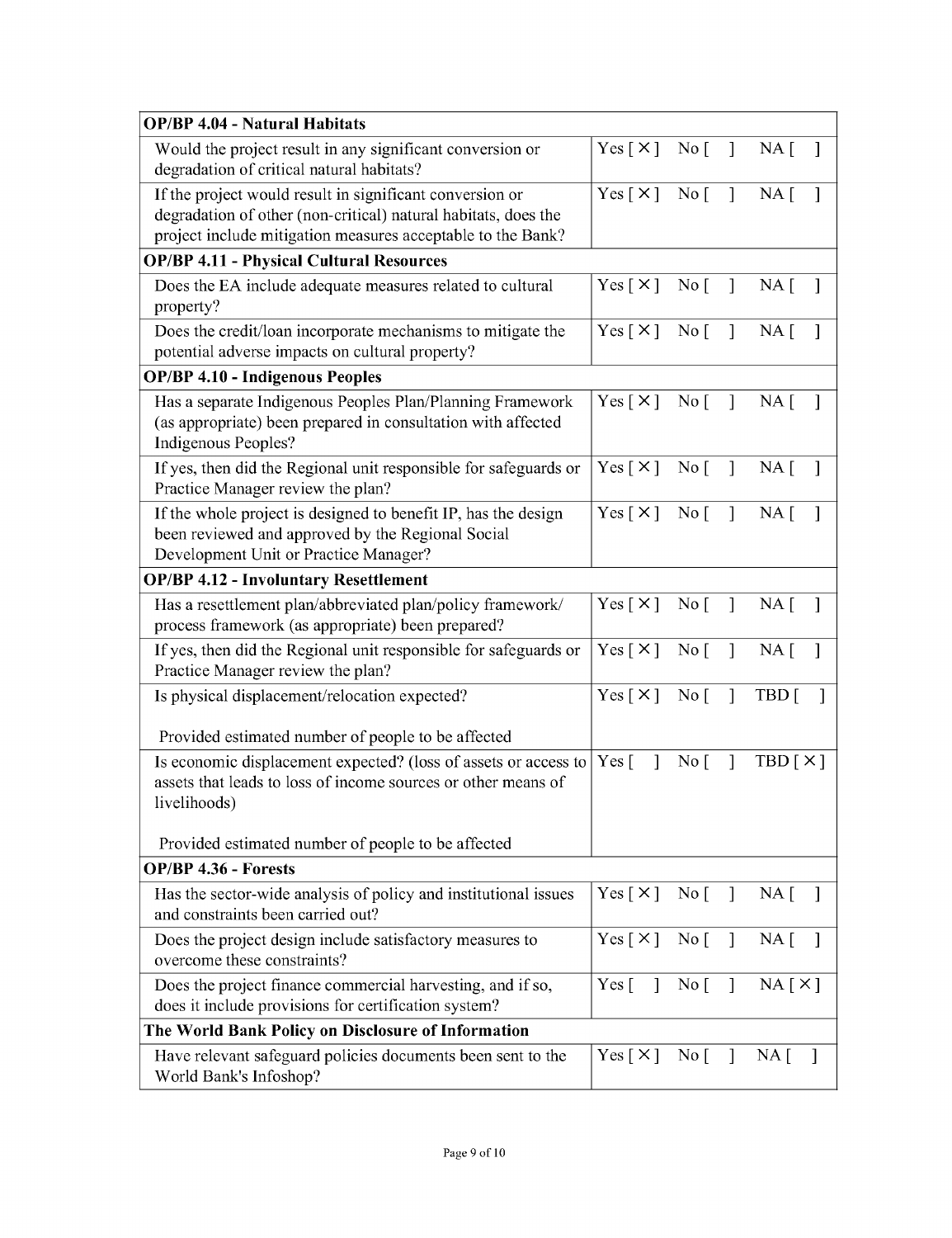| OP/BP 4.04 - Natural Habitats | |
|---|---|
| Would the project result in any significant conversion or degradation of critical natural habitats? | Yes [ X ] No [ ] NA [ ] |
| If the project would result in significant conversion or degradation of other (non-critical) natural habitats, does the project include mitigation measures acceptable to the Bank? | Yes [ X ] No [ ] NA [ ] |
| **OP/BP 4.11 - Physical Cultural Resources** | |
| Does the EA include adequate measures related to cultural property? | Yes [ X ] No [ ] NA [ ] |
| Does the credit/loan incorporate mechanisms to mitigate the potential adverse impacts on cultural property? | Yes [ X ] No [ ] NA [ ] |
| **OP/BP 4.10 - Indigenous Peoples** | |
| Has a separate Indigenous Peoples Plan/Planning Framework (as appropriate) been prepared in consultation with affected Indigenous Peoples? | Yes [ X ] No [ ] NA [ ] |
| If yes, then did the Regional unit responsible for safeguards or Practice Manager review the plan? | Yes [ X ] No [ ] NA [ ] |
| If the whole project is designed to benefit IP, has the design been reviewed and approved by the Regional Social Development Unit or Practice Manager? | Yes [ X ] No [ ] NA [ ] |
| **OP/BP 4.12 - Involuntary Resettlement** | |
| Has a resettlement plan/abbreviated plan/policy framework/ process framework (as appropriate) been prepared? | Yes [ X ] No [ ] NA [ ] |
| If yes, then did the Regional unit responsible for safeguards or Practice Manager review the plan? | Yes [ X ] No [ ] NA [ ] |
| Is physical displacement/relocation expected?<br><br>Provided estimated number of people to be affected | Yes [ X ] No [ ] TBD [ ] |
| Is economic displacement expected? (loss of assets or access to assets that leads to loss of income sources or other means of livelihoods)<br><br>Provided estimated number of people to be affected | Yes [ ] No [ ] TBD [ X ] |
| **OP/BP 4.36 - Forests** | |
| Has the sector-wide analysis of policy and institutional issues and constraints been carried out? | Yes [ X ] No [ ] NA [ ] |
| Does the project design include satisfactory measures to overcome these constraints? | Yes [ X ] No [ ] NA [ ] |
| Does the project finance commercial harvesting, and if so, does it include provisions for certification system? | Yes [ ] No [ ] NA [ X ] |
| **The World Bank Policy on Disclosure of Information** | |
| Have relevant safeguard policies documents been sent to the World Bank's Infoshop? | Yes [ X ] No [ ] NA [ ] |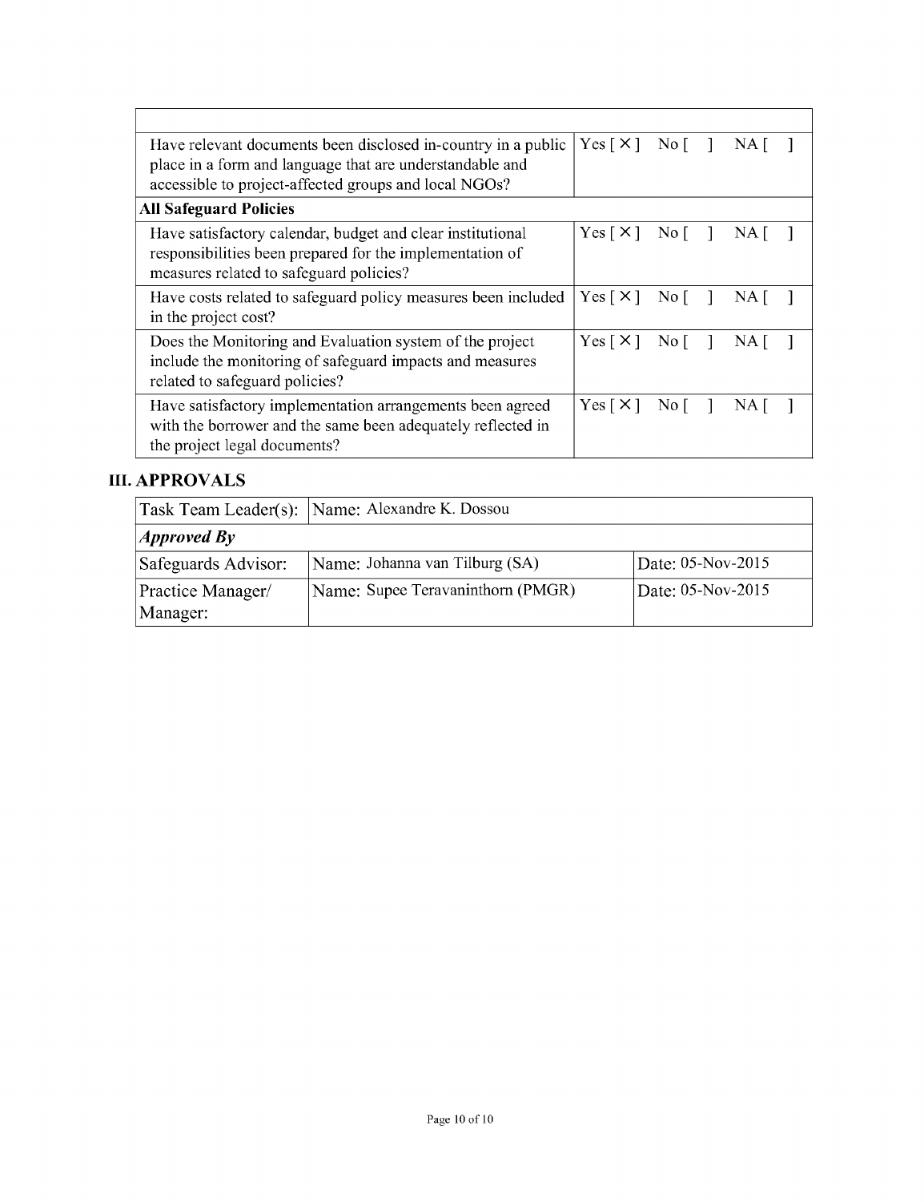| | |
|---|---|
| Have relevant documents been disclosed in-country in a public place in a form and language that are understandable and accessible to project-affected groups and local NGOs? | Yes [ X ] No [ ] NA [ ] |
| **All Safeguard Policies** | |
| Have satisfactory calendar, budget and clear institutional responsibilities been prepared for the implementation of measures related to safeguard policies? | Yes [ X ] No [ ] NA [ ] |
| Have costs related to safeguard policy measures been included in the project cost? | Yes [ X ] No [ ] NA [ ] |
| Does the Monitoring and Evaluation system of the project include the monitoring of safeguard impacts and measures related to safeguard policies? | Yes [ X ] No [ ] NA [ ] |
| Have satisfactory implementation arrangements been agreed with the borrower and the same been adequately reflected in the project legal documents? | Yes [ X ] No [ ] NA [ ] |

## III. APPROVALS

| | | |
|---|---|---|
| Task Team Leader(s): | Name: Alexandre K. Dossou | |
| ***Approved By*** | | |
| Safeguards Advisor: | Name: Johanna van Tilburg (SA) | Date: 05-Nov-2015 |
| Practice Manager/ Manager: | Name: Supee Teravaninthorn (PMGR) | Date: 05-Nov-2015 |